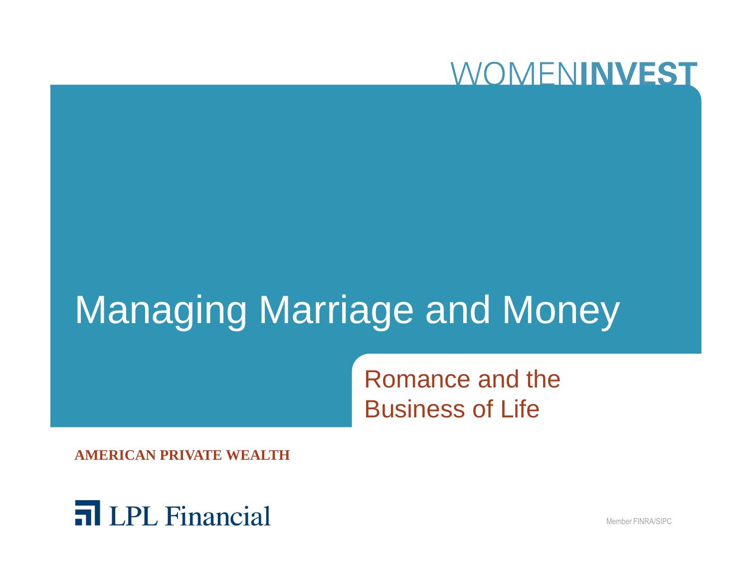WOMENINVEST

# Managing Marriage and Money

## Romance and the Business of Life

**AMERICAN PRIVATE WEALTH**

LPL Financial

Member FINRA/SIPC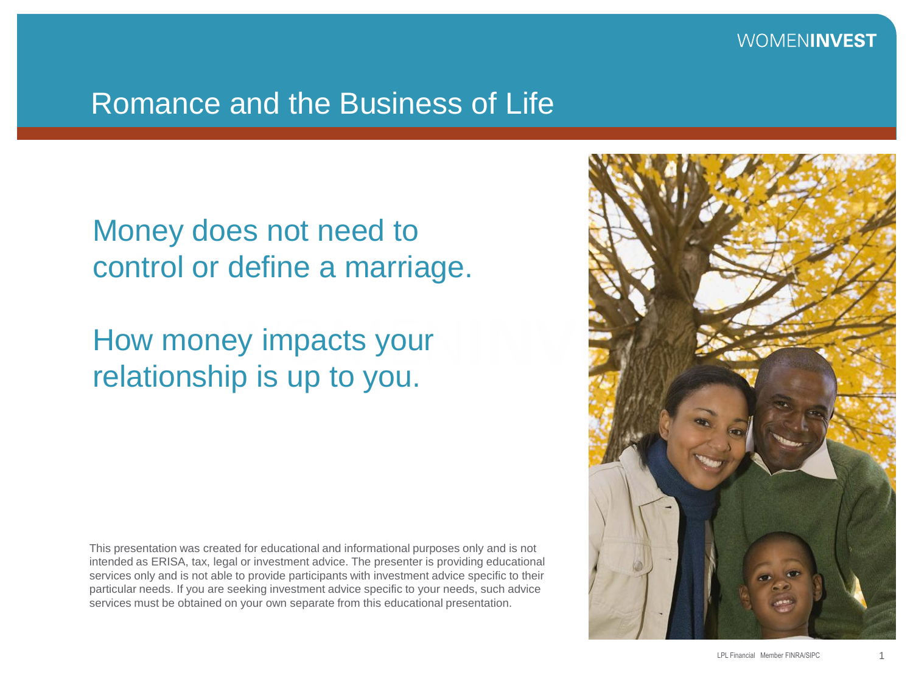WOMENINVEST

# Romance and the Business of Life

## Money does not need to control or define a marriage.

## How money impacts your relationship is up to you.

This presentation was created for educational and informational purposes only and is not intended as ERISA, tax, legal or investment advice. The presenter is providing educational services only and is not able to provide participants with investment advice specific to their particular needs. If you are seeking investment advice specific to your needs, such advice services must be obtained on your own separate from this educational presentation.

LPL Financial Member FINRA/SIPC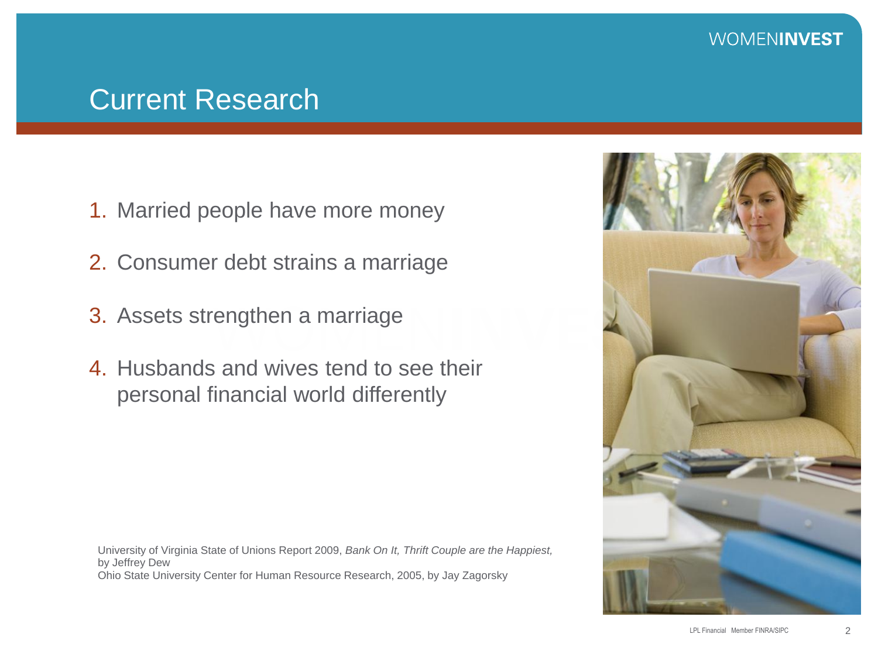# Current Research

1. Married people have more money
2. Consumer debt strains a marriage
3. Assets strengthen a marriage
4. Husbands and wives tend to see their personal financial world differently

University of Virginia State of Unions Report 2009, *Bank On It, Thrift Couple are the Happiest,* by Jeffrey Dew
Ohio State University Center for Human Resource Research, 2005, by Jay Zagorsky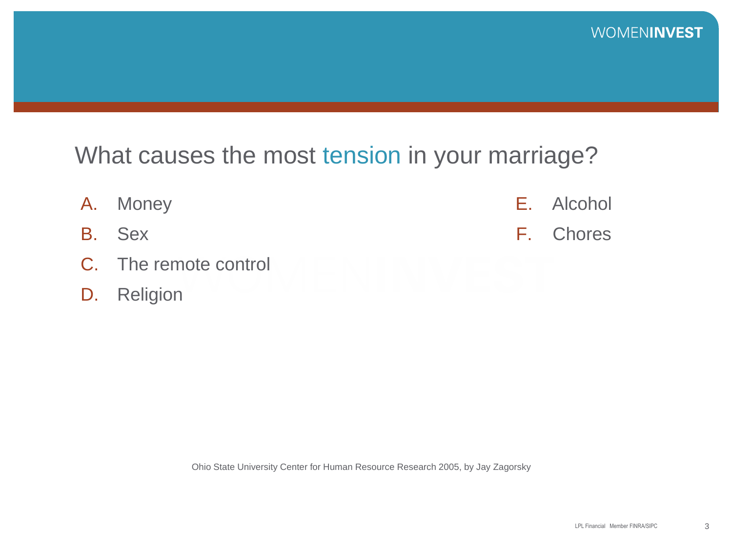## What causes the most tension in your marriage?

A. Money
B. Sex
C. The remote control
D. Religion
E. Alcohol
F. Chores

Ohio State University Center for Human Resource Research 2005, by Jay Zagorsky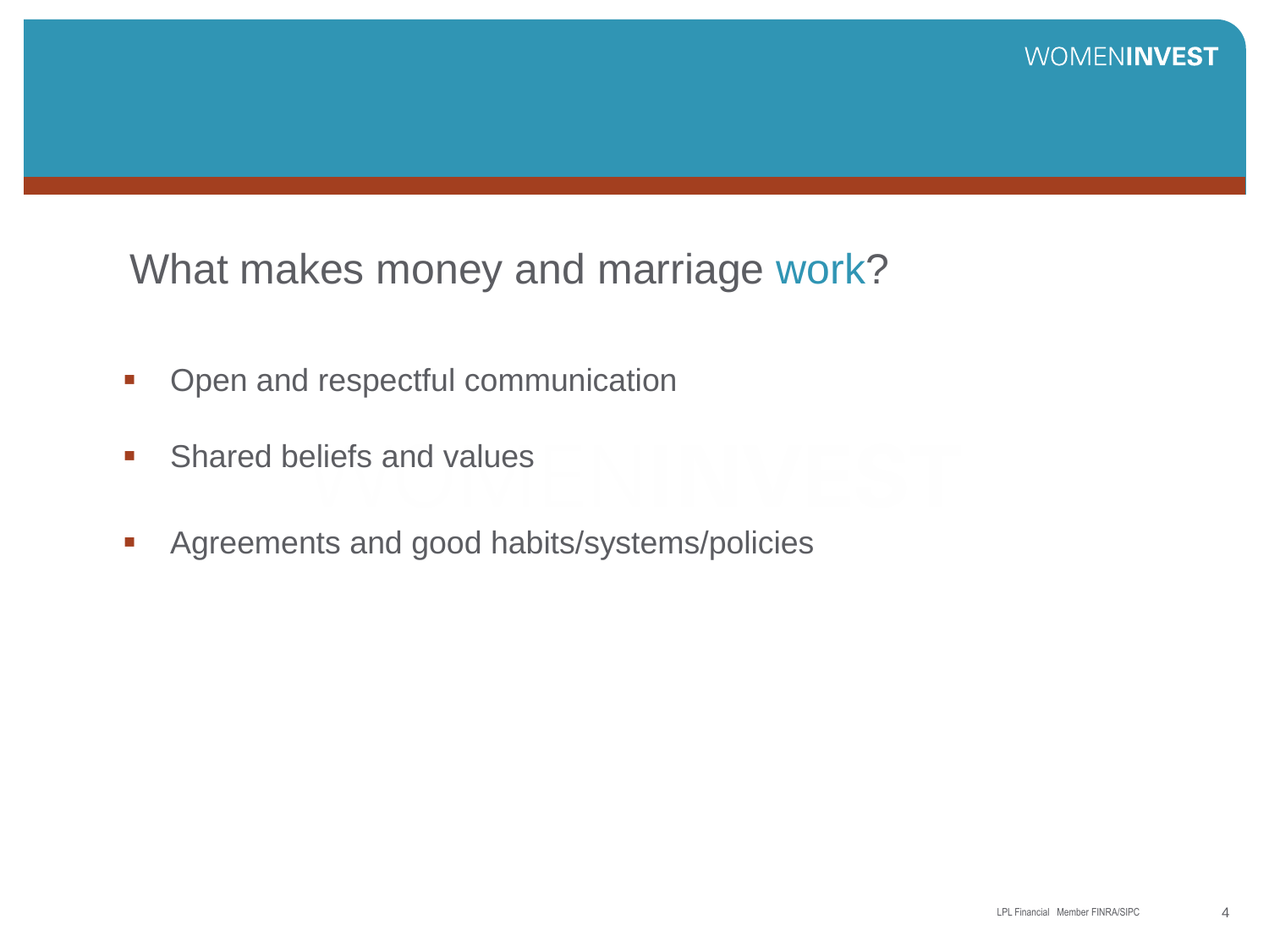# What makes money and marriage work?

- Open and respectful communication
- Shared beliefs and values
- Agreements and good habits/systems/policies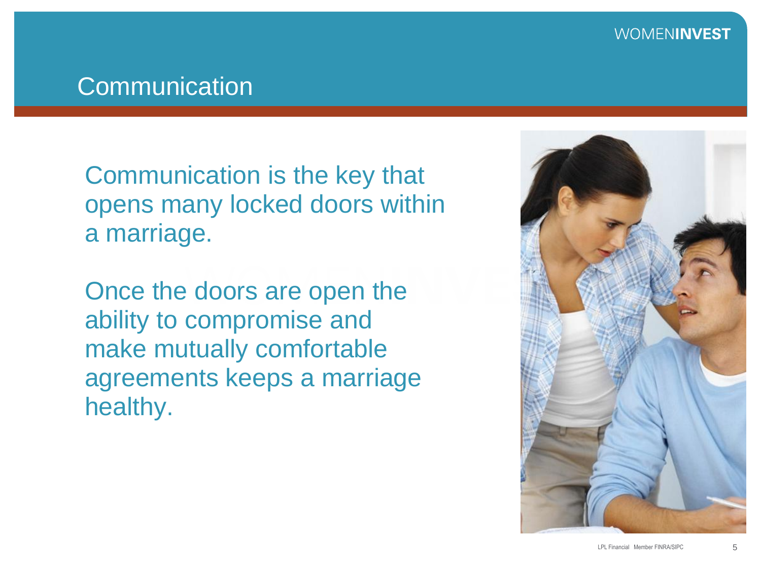## Communication

Communication is the key that opens many locked doors within a marriage.

Once the doors are open the ability to compromise and make mutually comfortable agreements keeps a marriage healthy.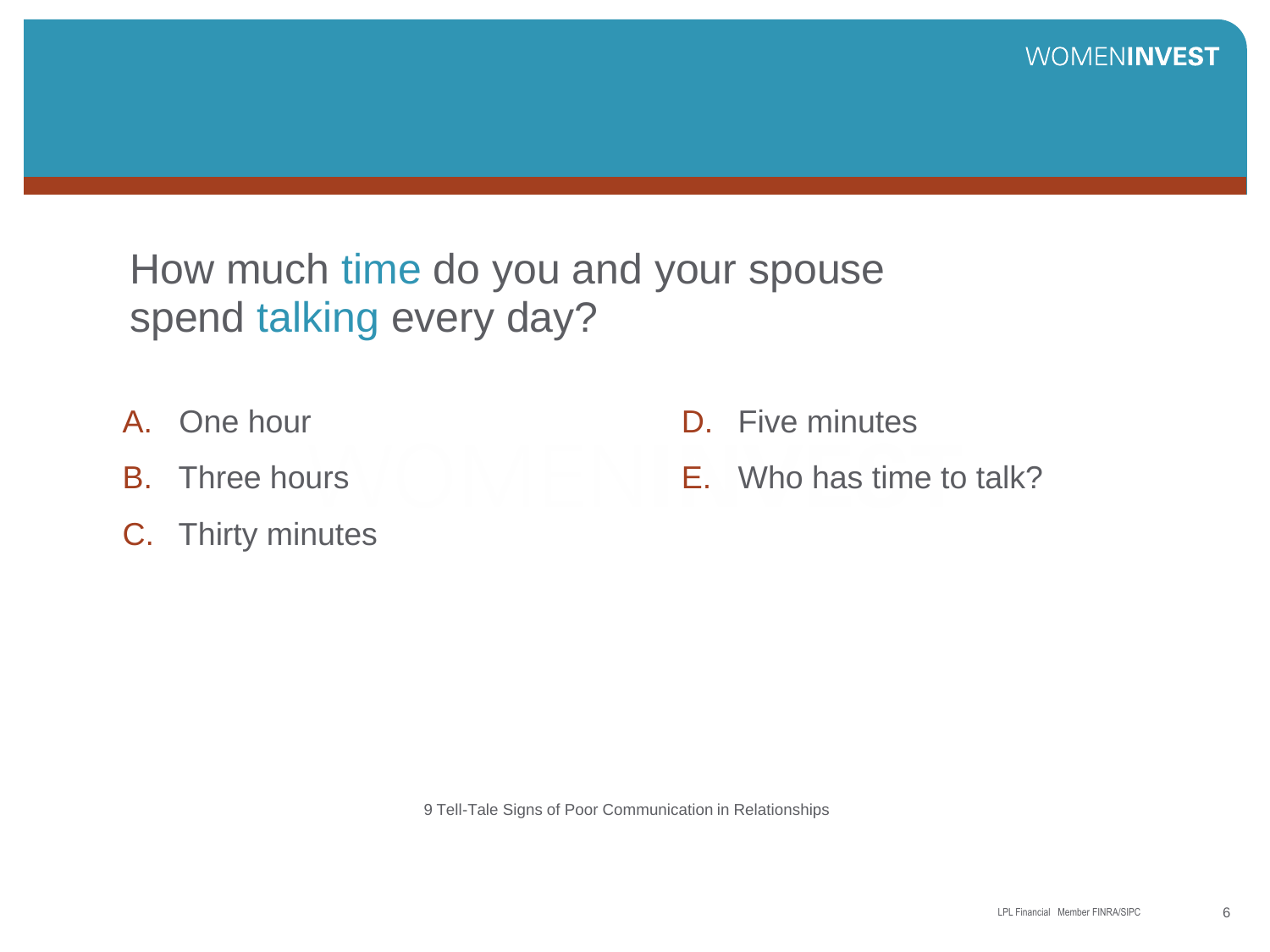## How much time do you and your spouse spend talking every day?

A. One hour

B. Three hours

C. Thirty minutes

D. Five minutes

E. Who has time to talk?

9 Tell-Tale Signs of Poor Communication in Relationships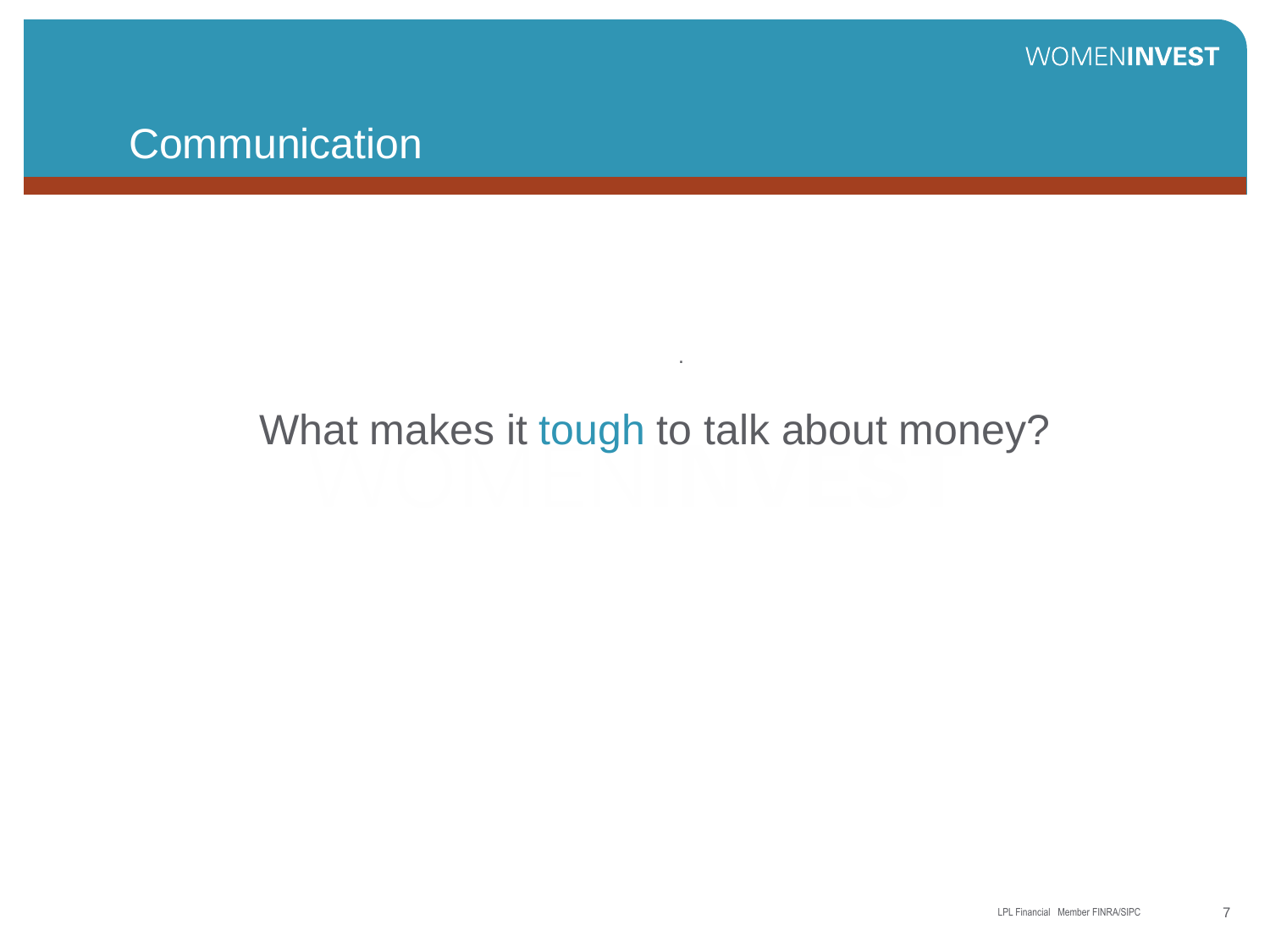# Communication

What makes it tough to talk about money?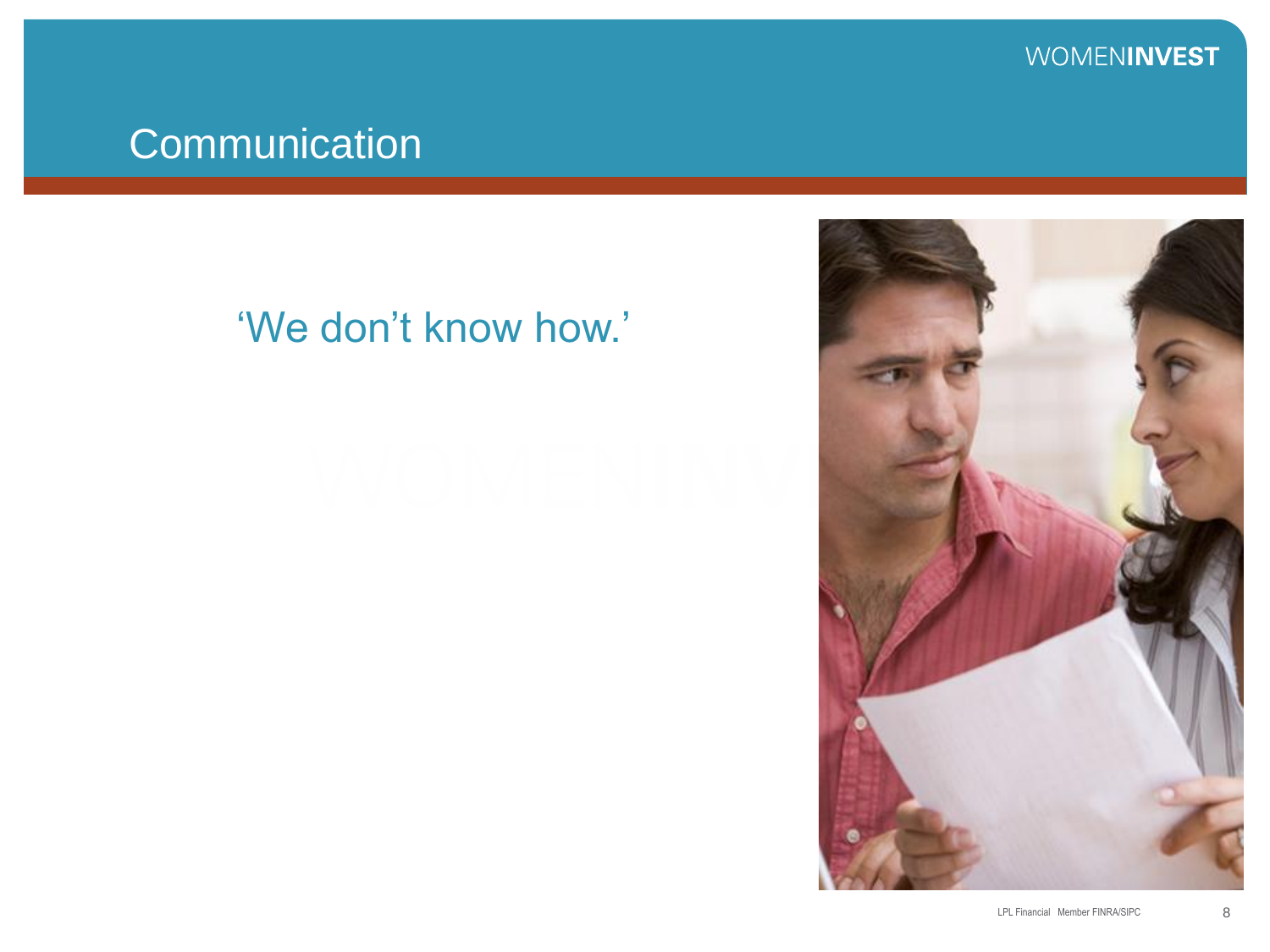# Communication

‘We don’t know how.’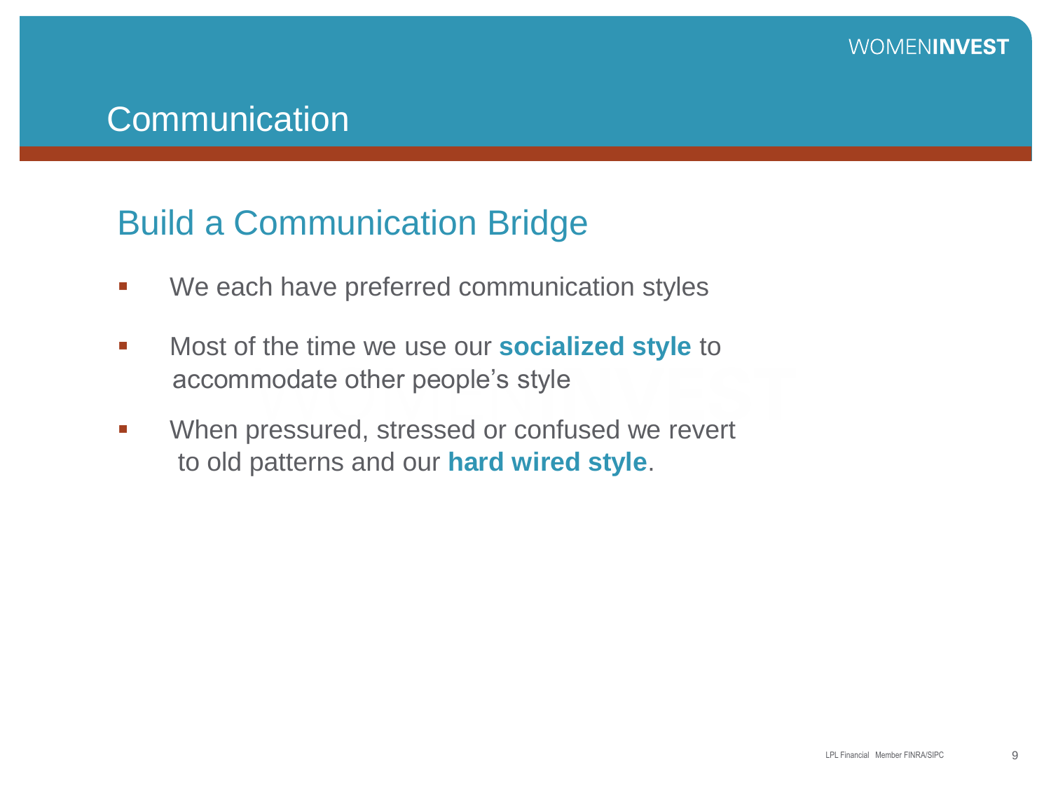# Communication

## Build a Communication Bridge

- We each have preferred communication styles
- Most of the time we use our **socialized style** to accommodate other people's style
- When pressured, stressed or confused we revert to old patterns and our **hard wired style**.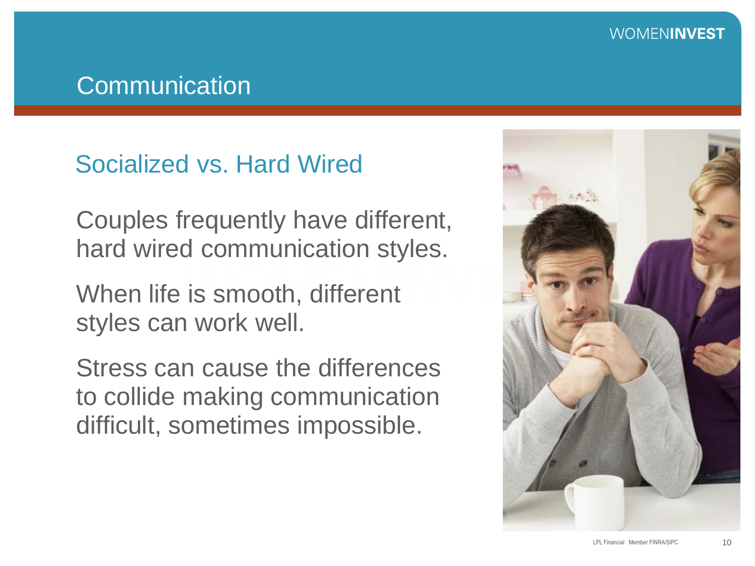# Communication

## Socialized vs. Hard Wired

Couples frequently have different, hard wired communication styles.

When life is smooth, different styles can work well.

Stress can cause the differences to collide making communication difficult, sometimes impossible.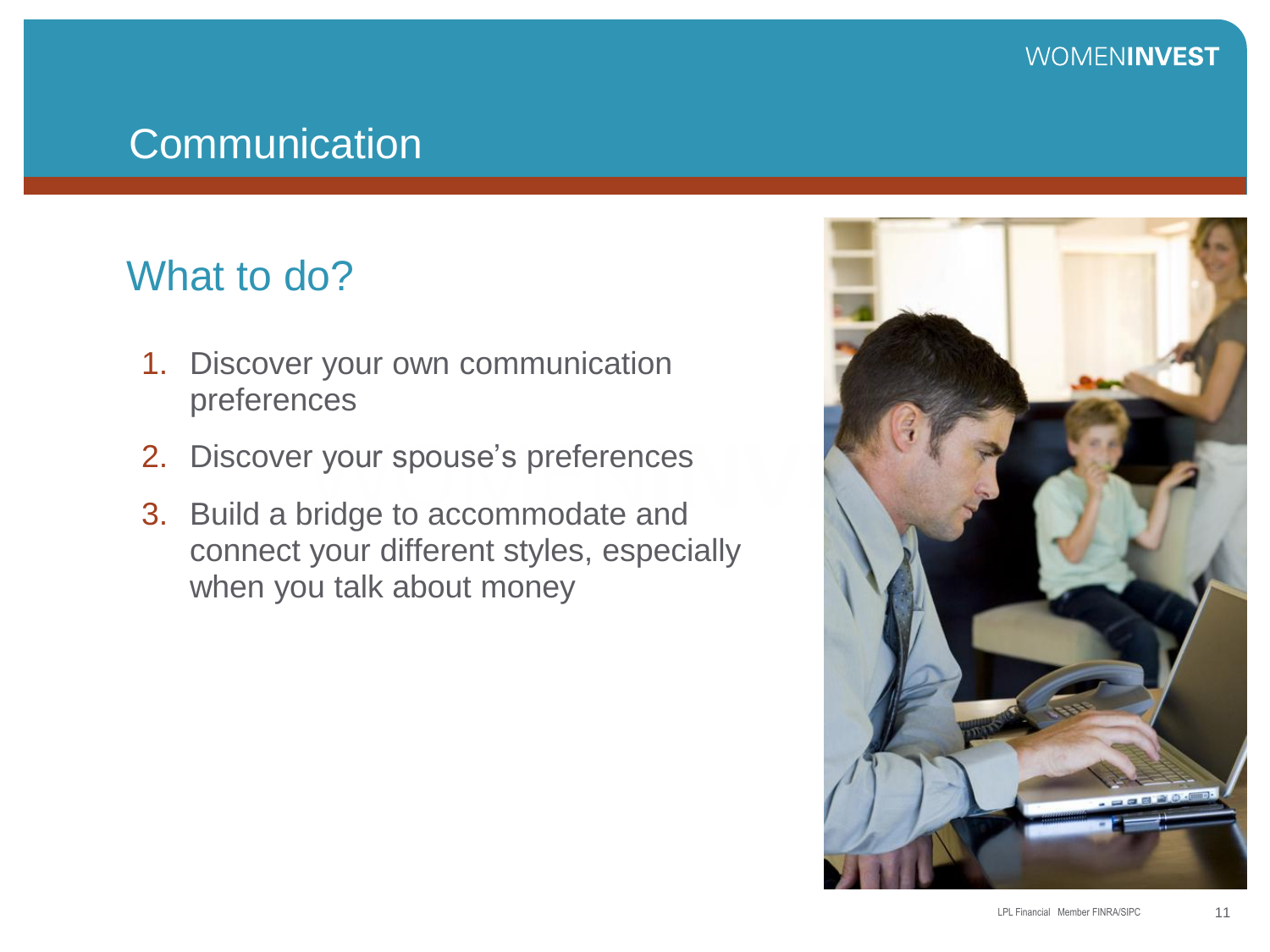# Communication

## What to do?

1. Discover your own communication preferences
2. Discover your spouse's preferences
3. Build a bridge to accommodate and connect your different styles, especially when you talk about money

LPL Financial Member FINRA/SIPC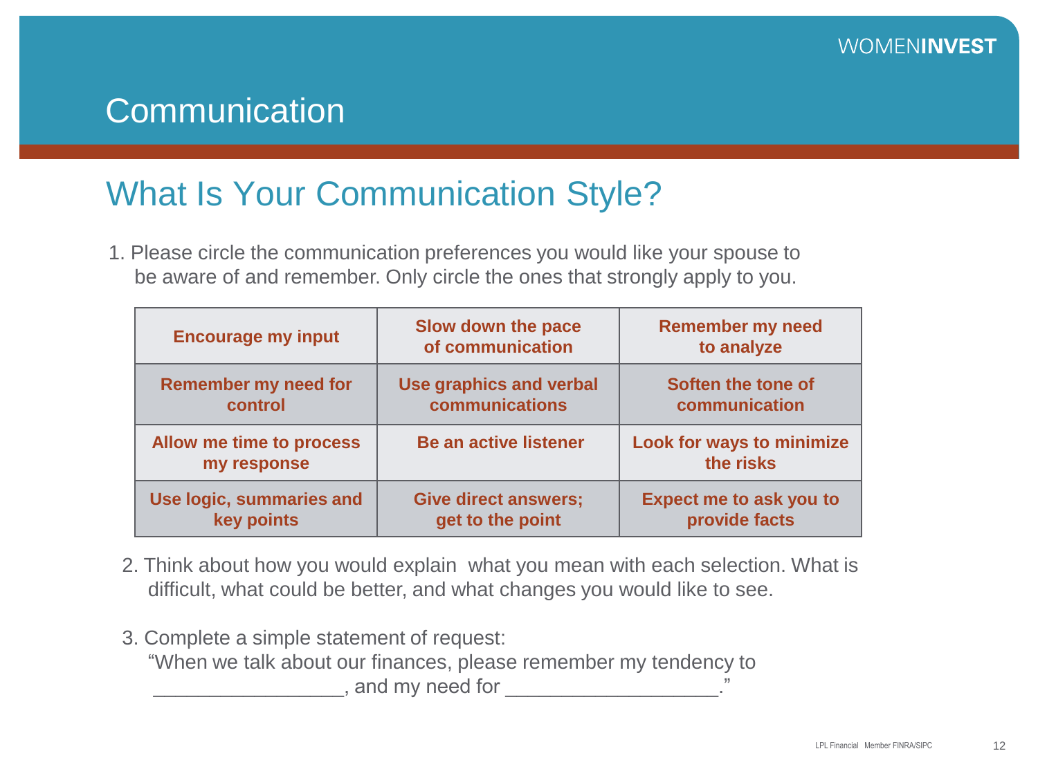# Communication

## What Is Your Communication Style?

1. Please circle the communication preferences you would like your spouse to be aware of and remember. Only circle the ones that strongly apply to you.

| | | |
|---|---|---|
| **Encourage my input** | **Slow down the pace of communication** | **Remember my need to analyze** |
| **Remember my need for control** | **Use graphics and verbal communications** | **Soften the tone of communication** |
| **Allow me time to process my response** | **Be an active listener** | **Look for ways to minimize the risks** |
| **Use logic, summaries and key points** | **Give direct answers; get to the point** | **Expect me to ask you to provide facts** |

2. Think about how you would explain what you mean with each selection. What is difficult, what could be better, and what changes you would like to see.

3. Complete a simple statement of request:
   "When we talk about our finances, please remember my tendency to _________________, and my need for ___________________."

LPL Financial Member FINRA/SIPC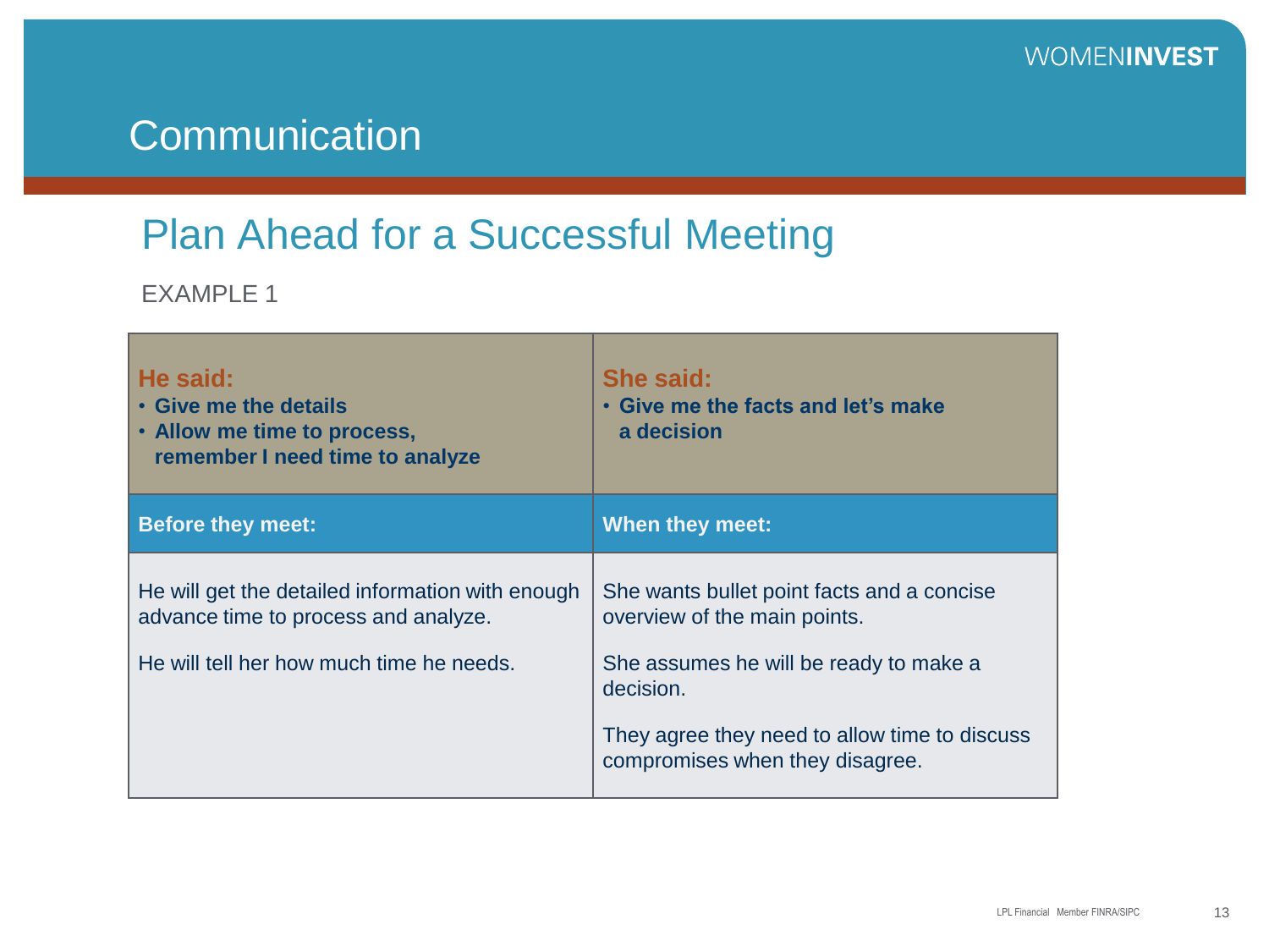# Communication

## Plan Ahead for a Successful Meeting

EXAMPLE 1

| **He said:**<br>• **Give me the details**<br>• **Allow me time to process, remember I need time to analyze** | **She said:**<br>• **Give me the facts and let's make a decision** |
|---|---|
| **Before they meet:** | **When they meet:** |
| He will get the detailed information with enough advance time to process and analyze.<br><br>He will tell her how much time he needs. | She wants bullet point facts and a concise overview of the main points.<br><br>She assumes he will be ready to make a decision.<br><br>They agree they need to allow time to discuss compromises when they disagree. |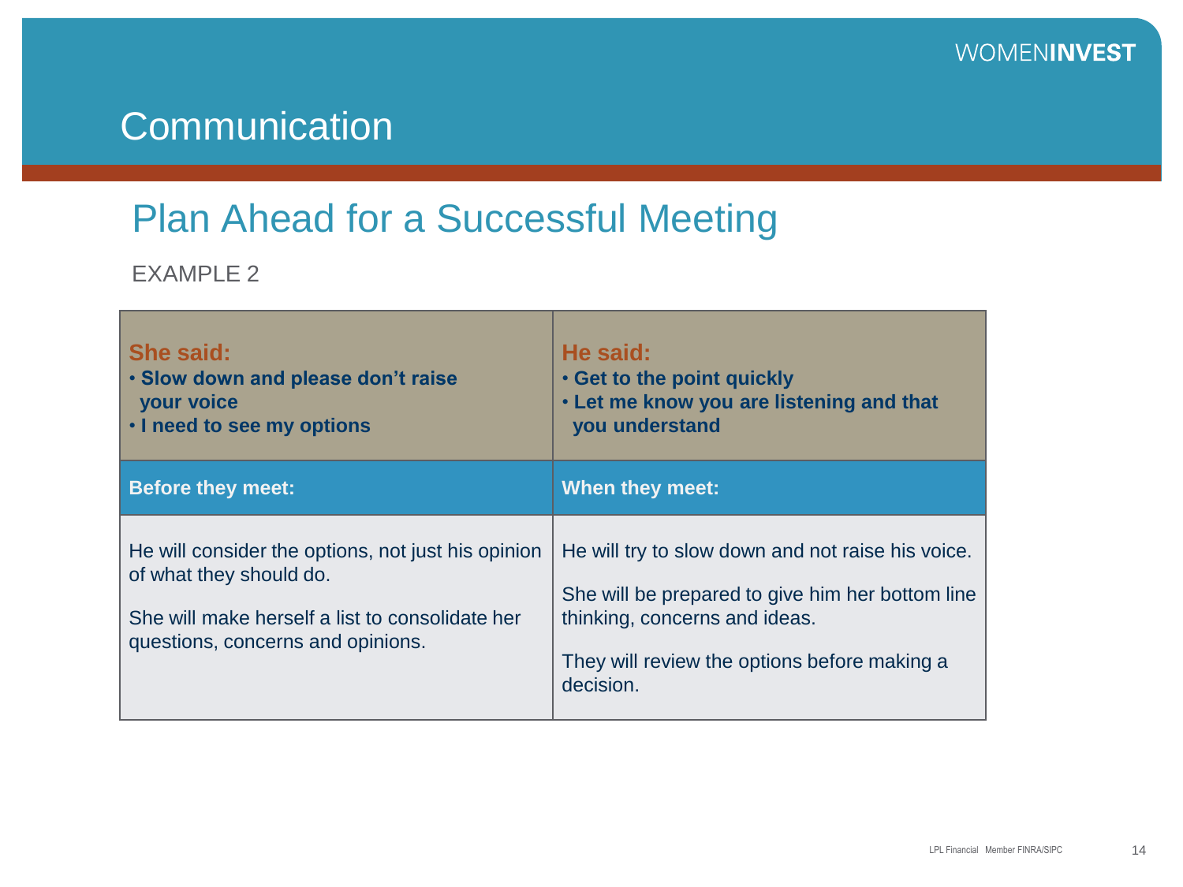# Communication

## Plan Ahead for a Successful Meeting

EXAMPLE 2

| **She said:**<br>• **Slow down and please don't raise your voice**<br>• **I need to see my options** | **He said:**<br>• **Get to the point quickly**<br>• **Let me know you are listening and that you understand** |
|---|---|
| **Before they meet:** | **When they meet:** |
| He will consider the options, not just his opinion of what they should do.<br><br>She will make herself a list to consolidate her questions, concerns and opinions. | He will try to slow down and not raise his voice.<br><br>She will be prepared to give him her bottom line thinking, concerns and ideas.<br><br>They will review the options before making a decision. |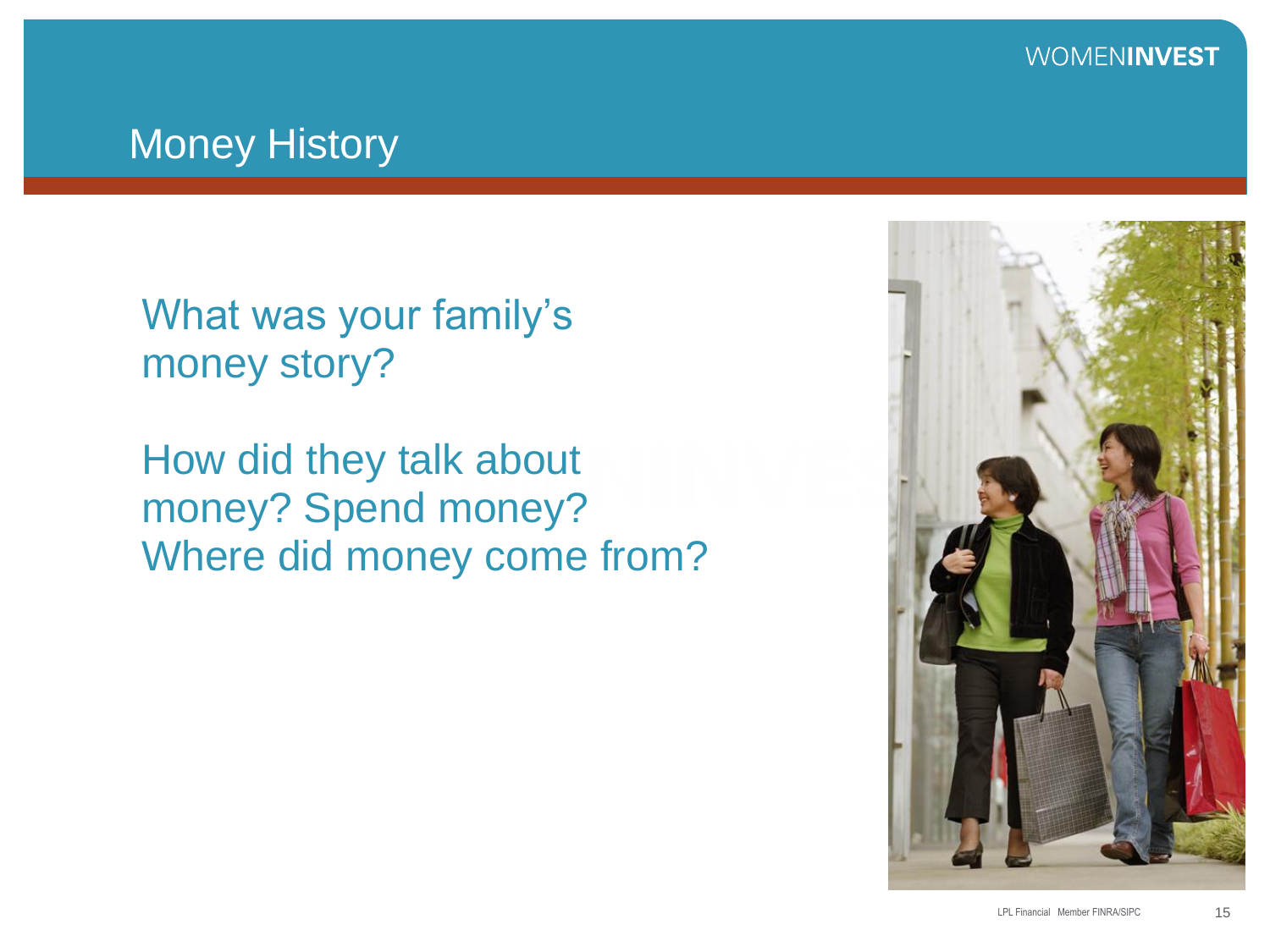# Money History

What was your family's money story?

How did they talk about money? Spend money? Where did money come from?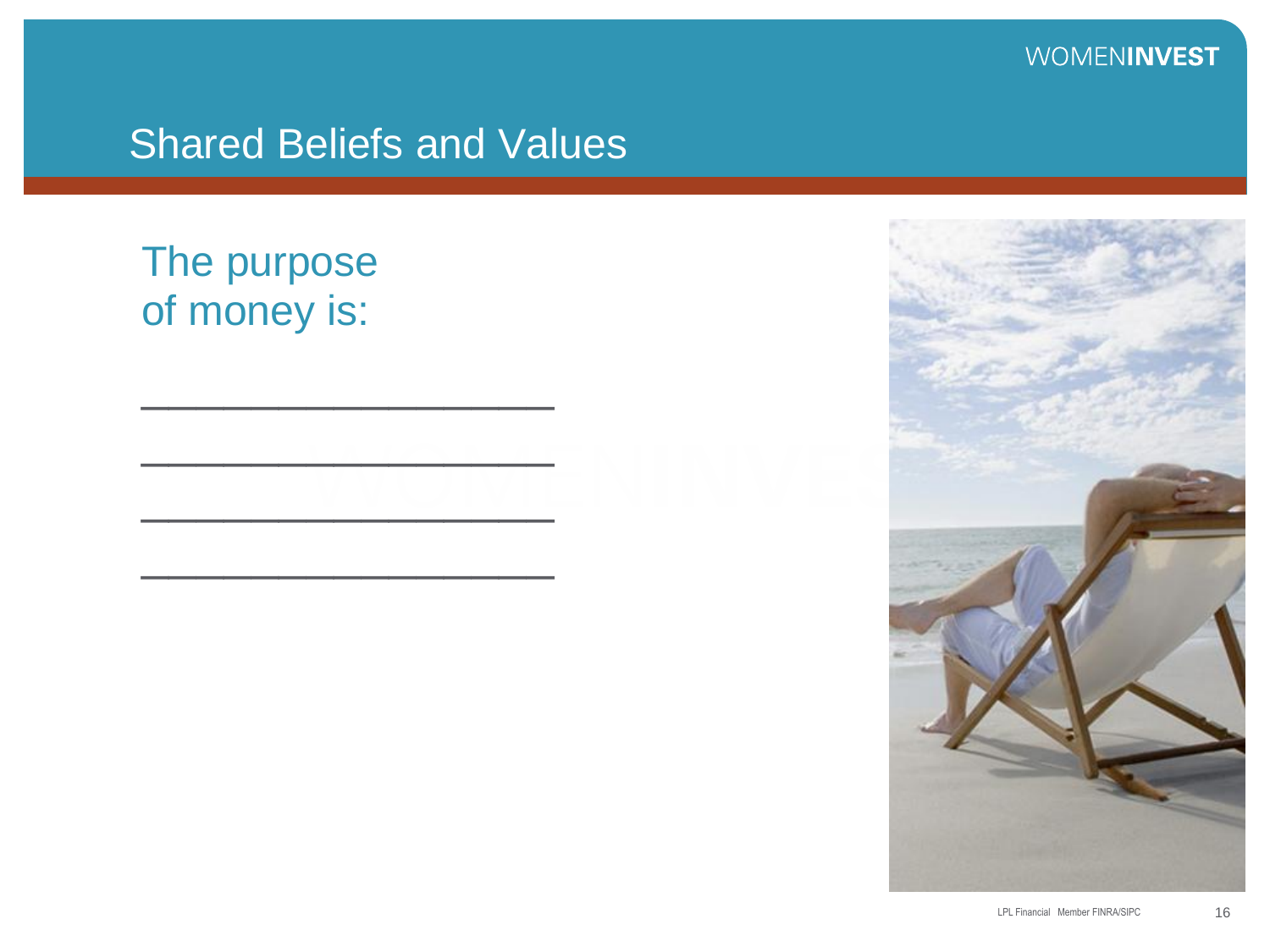## Shared Beliefs and Values

The purpose
of money is:

\_\_\_\_\_\_\_\_\_\_\_\_\_\_\_\_\_\_\_\_

\_\_\_\_\_\_\_\_\_\_\_\_\_\_\_\_\_\_\_\_

\_\_\_\_\_\_\_\_\_\_\_\_\_\_\_\_\_\_\_\_

\_\_\_\_\_\_\_\_\_\_\_\_\_\_\_\_\_\_\_\_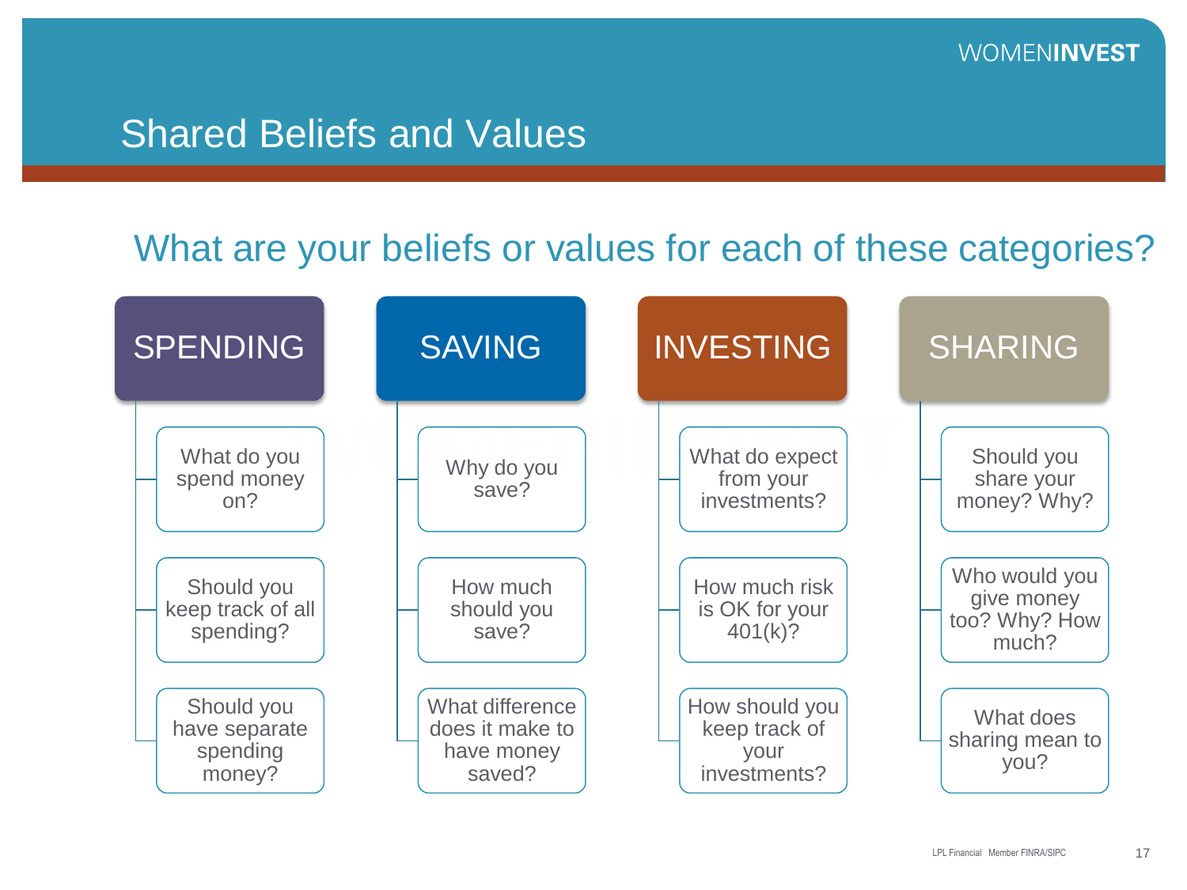# Shared Beliefs and Values

## What are your beliefs or values for each of these categories?

### SPENDING

- What do you spend money on?
- Should you keep track of all spending?
- Should you have separate spending money?

### SAVING

- Why do you save?
- How much should you save?
- What difference does it make to have money saved?

### INVESTING

- What do expect from your investments?
- How much risk is OK for your 401(k)?
- How should you keep track of your investments?

### SHARING

- Should you share your money? Why?
- Who would you give money too? Why? How much?
- What does sharing mean to you?

LPL Financial Member FINRA/SIPC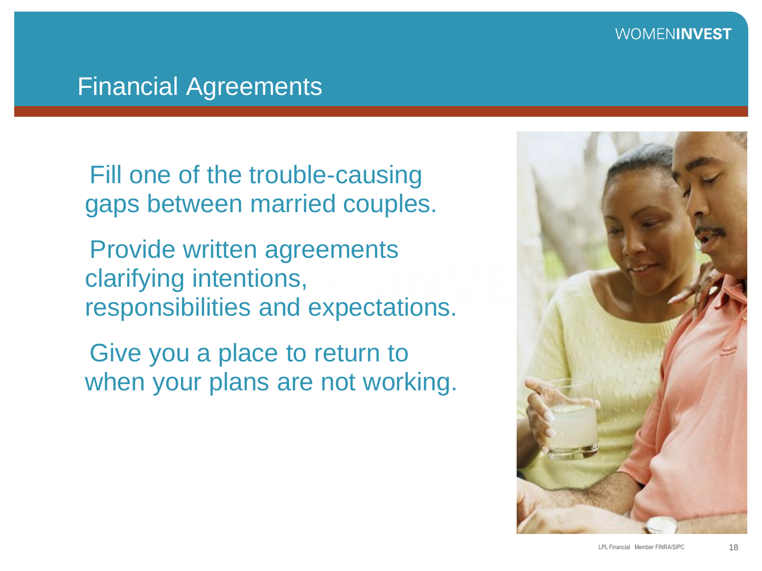# Financial Agreements

- Fill one of the trouble-causing gaps between married couples.
- Provide written agreements clarifying intentions, responsibilities and expectations.
- Give you a place to return to when your plans are not working.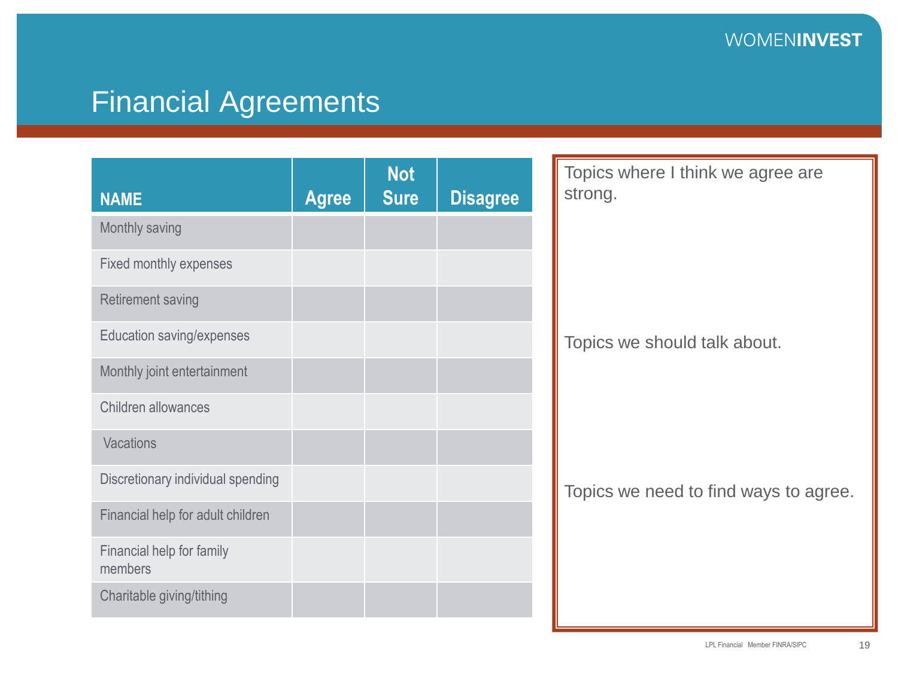# Financial Agreements

| NAME | Agree | Not Sure | Disagree |
|---|---|---|---|
| Monthly saving | | | |
| Fixed monthly expenses | | | |
| Retirement saving | | | |
| Education saving/expenses | | | |
| Monthly joint entertainment | | | |
| Children allowances | | | |
| Vacations | | | |
| Discretionary individual spending | | | |
| Financial help for adult children | | | |
| Financial help for family members | | | |
| Charitable giving/tithing | | | |

Topics where I think we agree are strong.

Topics we should talk about.

Topics we need to find ways to agree.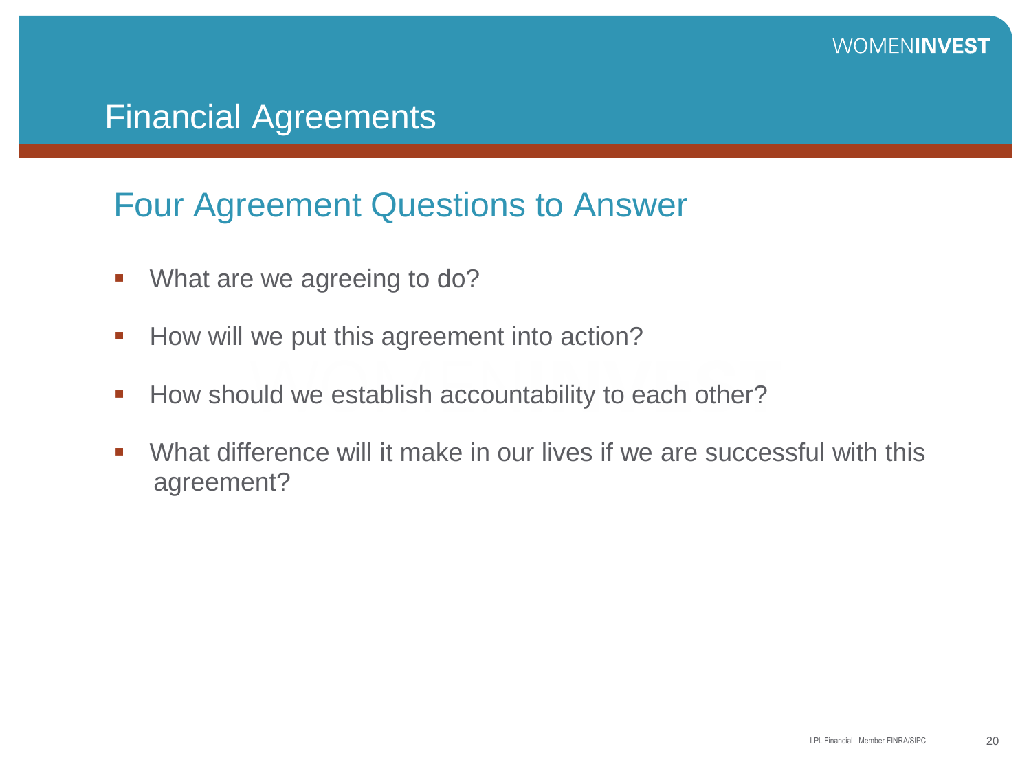# Financial Agreements

## Four Agreement Questions to Answer

- What are we agreeing to do?
- How will we put this agreement into action?
- How should we establish accountability to each other?
- What difference will it make in our lives if we are successful with this agreement?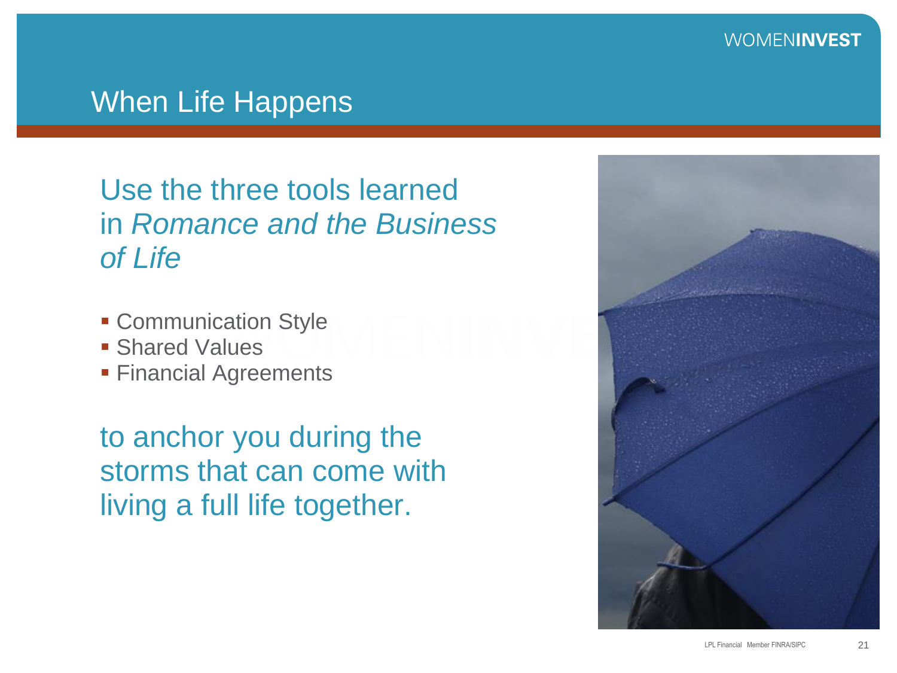## When Life Happens

Use the three tools learned in *Romance and the Business of Life*

- Communication Style
- Shared Values
- Financial Agreements

to anchor you during the storms that can come with living a full life together.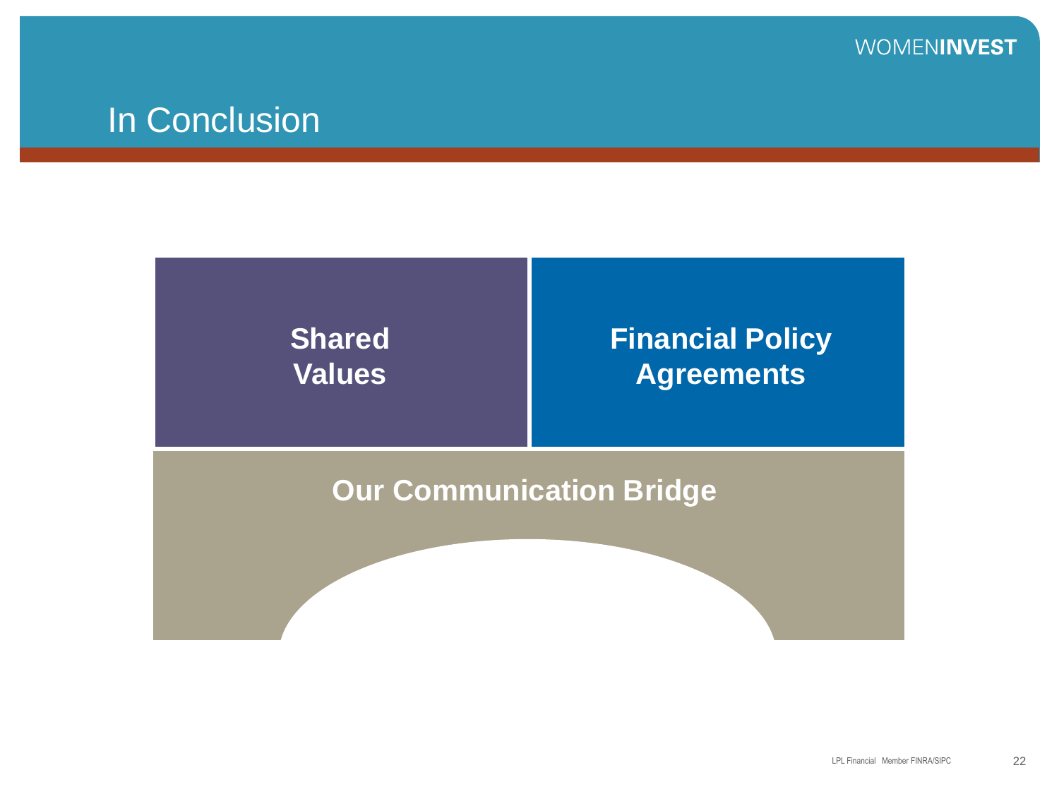# In Conclusion

**Shared Values**

**Financial Policy Agreements**

**Our Communication Bridge**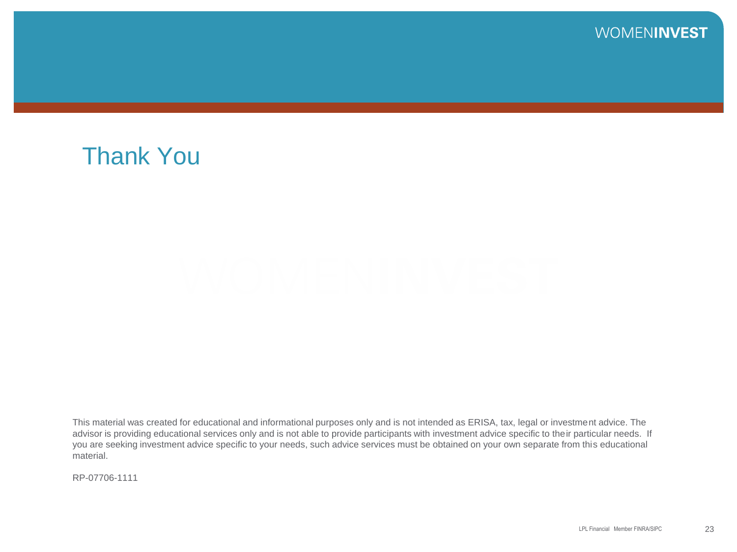# Thank You

This material was created for educational and informational purposes only and is not intended as ERISA, tax, legal or investment advice. The advisor is providing educational services only and is not able to provide participants with investment advice specific to their particular needs. If you are seeking investment advice specific to your needs, such advice services must be obtained on your own separate from this educational material.

RP-07706-1111